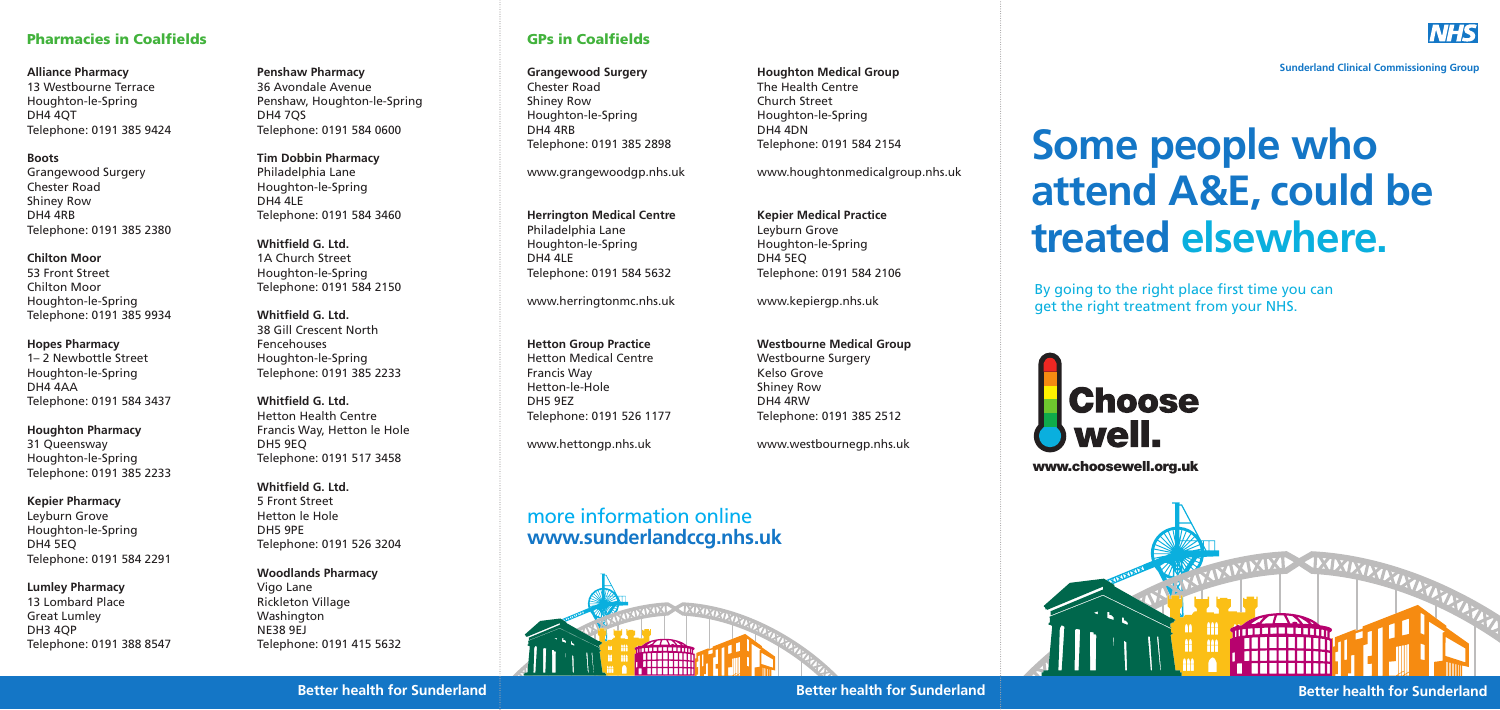## Pharmacies in Coalfields

**Alliance Pharmacy**
13 Westbourne Terrace
Houghton-le-Spring
DH4 4QT
Telephone: 0191 385 9424

**Boots**
Grangewood Surgery
Chester Road
Shiney Row
DH4 4RB
Telephone: 0191 385 2380

**Chilton Moor**
53 Front Street
Chilton Moor
Houghton-le-Spring
Telephone: 0191 385 9934

**Hopes Pharmacy**
1– 2 Newbottle Street
Houghton-le-Spring
DH4 4AA
Telephone: 0191 584 3437

**Houghton Pharmacy**
31 Queensway
Houghton-le-Spring
Telephone: 0191 385 2233

**Kepier Pharmacy**
Leyburn Grove
Houghton-le-Spring
DH4 5EQ
Telephone: 0191 584 2291

**Lumley Pharmacy**
13 Lombard Place
Great Lumley
DH3 4QP
Telephone: 0191 388 8547

**Penshaw Pharmacy**
36 Avondale Avenue
Penshaw, Houghton-le-Spring
DH4 7QS
Telephone: 0191 584 0600

**Tim Dobbin Pharmacy**
Philadelphia Lane
Houghton-le-Spring
DH4 4LE
Telephone: 0191 584 3460

**Whitfield G. Ltd.**
1A Church Street
Houghton-le-Spring
Telephone: 0191 584 2150

**Whitfield G. Ltd.**
38 Gill Crescent North
Fencehouses
Houghton-le-Spring
Telephone: 0191 385 2233

**Whitfield G. Ltd.**
Hetton Health Centre
Francis Way, Hetton le Hole
DH5 9EQ
Telephone: 0191 517 3458

**Whitfield G. Ltd.**
5 Front Street
Hetton le Hole
DH5 9PE
Telephone: 0191 526 3204

**Woodlands Pharmacy**
Vigo Lane
Rickleton Village
Washington
NE38 9EJ
Telephone: 0191 415 5632

## GPs in Coalfields

**Grangewood Surgery**
Chester Road
Shiney Row
Houghton-le-Spring
DH4 4RB
Telephone: 0191 385 2898

www.grangewoodgp.nhs.uk

**Herrington Medical Centre**
Philadelphia Lane
Houghton-le-Spring
DH4 4LE
Telephone: 0191 584 5632

www.herringtonmc.nhs.uk

**Hetton Group Practice**
Hetton Medical Centre
Francis Way
Hetton-le-Hole
DH5 9EZ
Telephone: 0191 526 1177

www.hettongp.nhs.uk

**Houghton Medical Group**
The Health Centre
Church Street
Houghton-le-Spring
DH4 4DN
Telephone: 0191 584 2154

www.houghtonmedicalgroup.nhs.uk

**Kepier Medical Practice**
Leyburn Grove
Houghton-le-Spring
DH4 5EQ
Telephone: 0191 584 2106

www.kepiergp.nhs.uk

**Westbourne Medical Group**
Westbourne Surgery
Kelso Grove
Shiney Row
DH4 4RW
Telephone: 0191 385 2512

www.westbournegp.nhs.uk

more information online
**www.sunderlandccg.nhs.uk**

Better health for Sunderland

NHS
Sunderland Clinical Commissioning Group

# Some people who attend A&E, could be treated elsewhere.

By going to the right place first time you can get the right treatment from your NHS.

Choose well.
www.choosewell.org.uk

Better health for Sunderland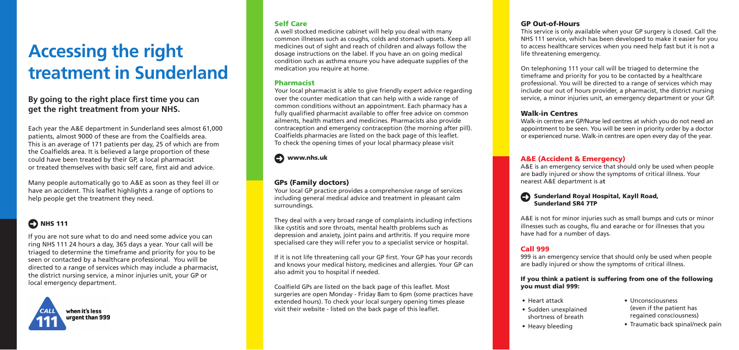# Accessing the right treatment in Sunderland

## By going to the right place first time you can get the right treatment from your NHS.

Each year the A&E department in Sunderland sees almost 61,000 patients, almost 9000 of these are from the Coalfields area. This is an average of 171 patients per day, 25 of which are from the Coalfields area. It is believed a large proportion of these could have been treated by their GP, a local pharmacist or treated themselves with basic self care, first aid and advice.

Many people automatically go to A&E as soon as they feel ill or have an accident. This leaflet highlights a range of options to help people get the treatment they need.

### NHS 111

If you are not sure what to do and need some advice you can ring NHS 111 24 hours a day, 365 days a year. Your call will be triaged to determine the timeframe and priority for you to be seen or contacted by a healthcare professional. You will be directed to a range of services which may include a pharmacist, the district nursing service, a minor injuries unit, your GP or local emergency department.

CALL 111 when it's less urgent than 999

### Self Care

A well stocked medicine cabinet will help you deal with many common illnesses such as coughs, colds and stomach upsets. Keep all medicines out of sight and reach of children and always follow the dosage instructions on the label. If you have an on going medical condition such as asthma ensure you have adequate supplies of the medication you require at home.

### Pharmacist

Your local pharmacist is able to give friendly expert advice regarding over the counter medication that can help with a wide range of common conditions without an appointment. Each pharmacy has a fully qualified pharmacist available to offer free advice on common ailments, health matters and medicines. Pharmacists also provide contraception and emergency contraception (the morning after pill). Coalfields pharmacies are listed on the back page of this leaflet. To check the opening times of your local pharmacy please visit

**www.nhs.uk**

### GPs (Family doctors)

Your local GP practice provides a comprehensive range of services including general medical advice and treatment in pleasant calm surroundings.

They deal with a very broad range of complaints including infections like cystitis and sore throats, mental health problems such as depression and anxiety, joint pains and arthritis. If you require more specialised care they will refer you to a specialist service or hospital.

If it is not life threatening call your GP first. Your GP has your records and knows your medical history, medicines and allergies. Your GP can also admit you to hospital if needed.

Coalfield GPs are listed on the back page of this leaflet. Most surgeries are open Monday - Friday 8am to 6pm (some practices have extended hours). To check your local surgery opening times please visit their website - listed on the back page of this leaflet.

### GP Out-of-Hours

This service is only available when your GP surgery is closed. Call the NHS 111 service, which has been developed to make it easier for you to access healthcare services when you need help fast but it is not a life threatening emergency.

On telephoning 111 your call will be triaged to determine the timeframe and priority for you to be contacted by a healthcare professional. You will be directed to a range of services which may include our out of hours provider, a pharmacist, the district nursing service, a minor injuries unit, an emergency department or your GP.

### Walk-in Centres

Walk-in centres are GP/Nurse led centres at which you do not need an appointment to be seen. You will be seen in priority order by a doctor or experienced nurse. Walk-in centres are open every day of the year.

### A&E (Accident & Emergency)

A&E is an emergency service that should only be used when people are badly injured or show the symptoms of critical illness. Your nearest A&E department is at

**Sunderland Royal Hospital, Kayll Road, Sunderland SR4 7TP**

A&E is not for minor injuries such as small bumps and cuts or minor illnesses such as coughs, flu and earache or for illnesses that you have had for a number of days.

### Call 999

999 is an emergency service that should only be used when people are badly injured or show the symptoms of critical illness.

**If you think a patient is suffering from one of the following you must dial 999:**

- Heart attack
- Sudden unexplained shortness of breath
- Heavy bleeding
- Unconsciousness (even if the patient has regained consciousness)
- Traumatic back spinal/neck pain